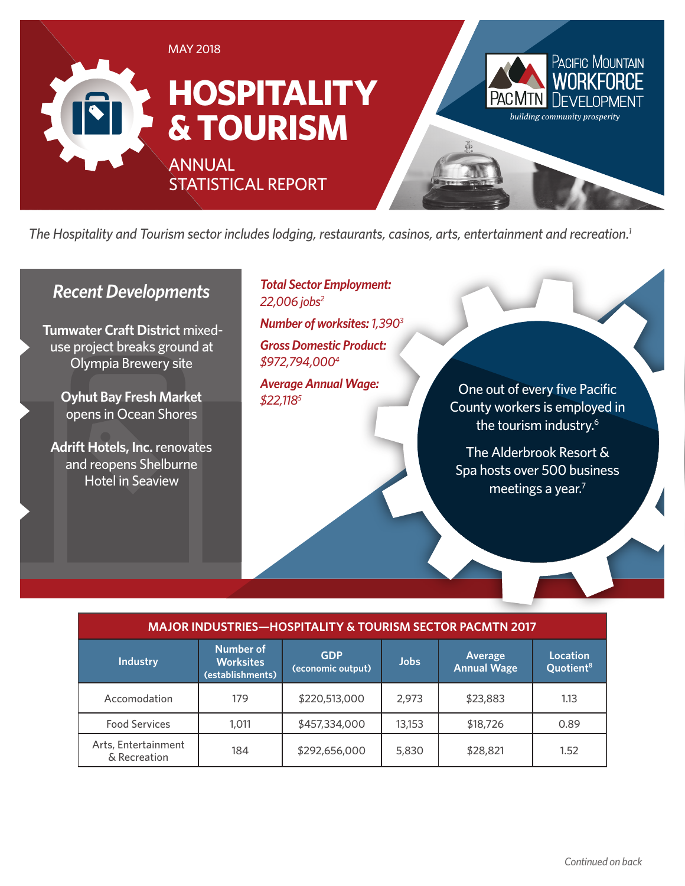MAY 2018

# HOSPITALITY & TOURISM

## ANNUAL STATISTICAL REPORT

Pacific Mountain Workforce Development

PACMTN

*building community prosperity*

*The Hospitality and Tourism sector includes lodging, restaurants, casinos, arts, entertainment and recreation.*[1]

## *Recent Developments*

**Tumwater Craft District** mixed-use project breaks ground at Olympia Brewery site

**Oyhut Bay Fresh Market** opens in Ocean Shores

**Adrift Hotels, Inc.** renovates and reopens Shelburne Hotel in Seaview

***Total Sector Employment:*** *22,006 jobs*[2]

***Number of worksites:*** *1,390*[3]

***Gross Domestic Product:*** *$972,794,000*[4]

***Average Annual Wage:*** *$22,118*[5]

One out of every five Pacific County workers is employed in the tourism industry.[6]

The Alderbrook Resort & Spa hosts over 500 business meetings a year.[7]

| MAJOR INDUSTRIES—HOSPITALITY & TOURISM SECTOR PACMTN 2017 | | | | | |
|---|---|---|---|---|---|
| **Industry** | **Number of Worksites (establishments)** | **GDP (economic output)** | **Jobs** | **Average Annual Wage** | **Location Quotient**[8] |
| Accomodation | 179 | $220,513,000 | 2,973 | $23,883 | 1.13 |
| Food Services | 1,011 | $457,334,000 | 13,153 | $18,726 | 0.89 |
| Arts, Entertainment & Recreation | 184 | $292,656,000 | 5,830 | $28,821 | 1.52 |

*Continued on back*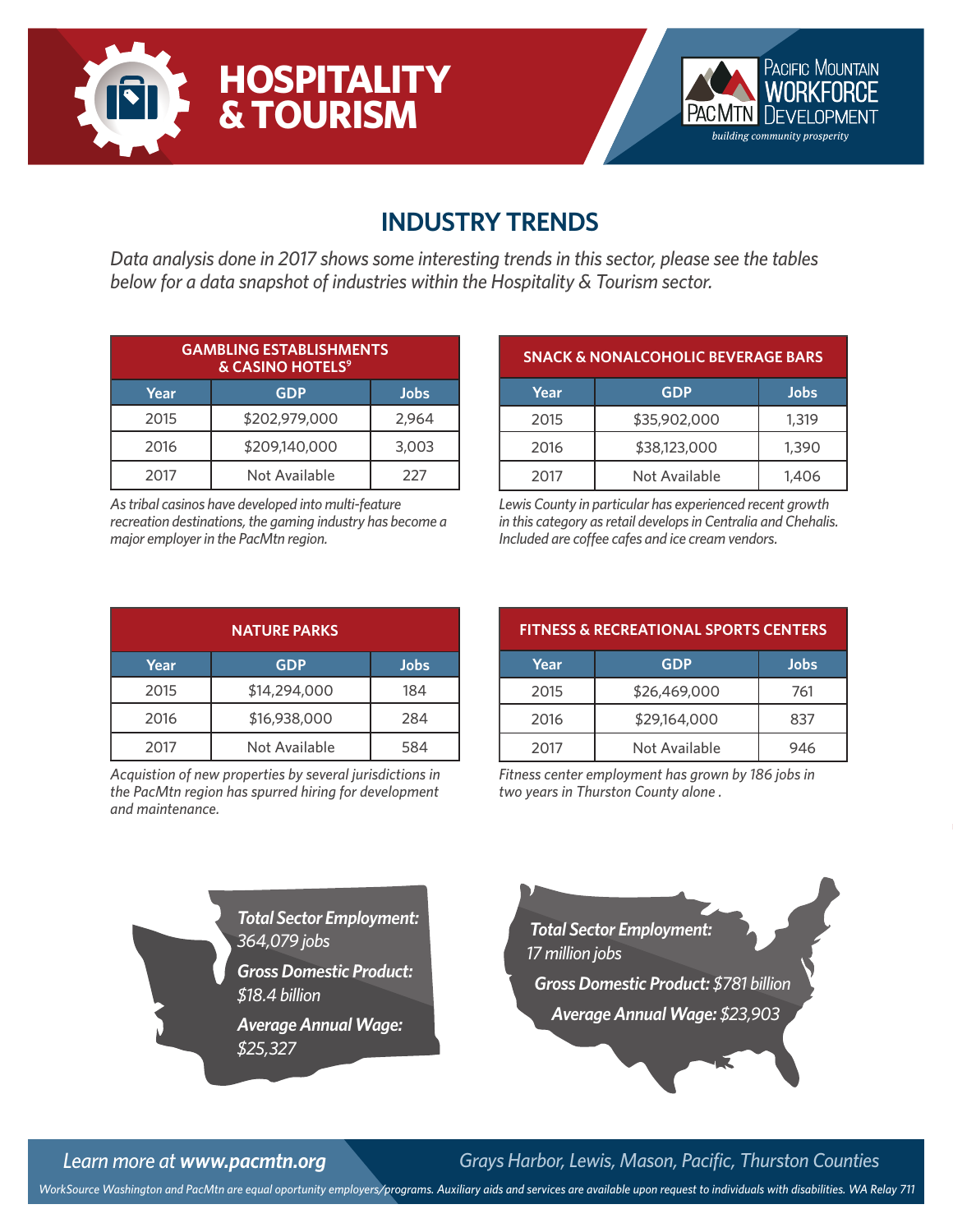# HOSPITALITY & TOURISM

Pacific Mountain Workforce Development

*building community prosperity*

## INDUSTRY TRENDS

*Data analysis done in 2017 shows some interesting trends in this sector, please see the tables below for a data snapshot of industries within the Hospitality & Tourism sector.*

### GAMBLING ESTABLISHMENTS & CASINO HOTELS[9]

| Year | GDP | Jobs |
|---|---|---|
| 2015 | $202,979,000 | 2,964 |
| 2016 | $209,140,000 | 3,003 |
| 2017 | Not Available | 227 |

*As tribal casinos have developed into multi-feature recreation destinations, the gaming industry has become a major employer in the PacMtn region.*

### SNACK & NONALCOHOLIC BEVERAGE BARS

| Year | GDP | Jobs |
|---|---|---|
| 2015 | $35,902,000 | 1,319 |
| 2016 | $38,123,000 | 1,390 |
| 2017 | Not Available | 1,406 |

*Lewis County in particular has experienced recent growth in this category as retail develops in Centralia and Chehalis. Included are coffee cafes and ice cream vendors.*

### NATURE PARKS

| Year | GDP | Jobs |
|---|---|---|
| 2015 | $14,294,000 | 184 |
| 2016 | $16,938,000 | 284 |
| 2017 | Not Available | 584 |

*Acquistion of new properties by several jurisdictions in the PacMtn region has spurred hiring for development and maintenance.*

### FITNESS & RECREATIONAL SPORTS CENTERS

| Year | GDP | Jobs |
|---|---|---|
| 2015 | $26,469,000 | 761 |
| 2016 | $29,164,000 | 837 |
| 2017 | Not Available | 946 |

*Fitness center employment has grown by 186 jobs in two years in Thurston County alone .*

***Total Sector Employment:*** *364,079 jobs*

***Gross Domestic Product:*** *$18.4 billion*

***Average Annual Wage:*** *$25,327*

***Total Sector Employment:*** *17 million jobs*

***Gross Domestic Product:*** *$781 billion*

***Average Annual Wage:*** *$23,903*

*Learn more at* ***www.pacmtn.org***

*Grays Harbor, Lewis, Mason, Pacific, Thurston Counties*

*WorkSource Washington and PacMtn are equal oportunity employers/programs. Auxiliary aids and services are available upon request to individuals with disabilities. WA Relay 711*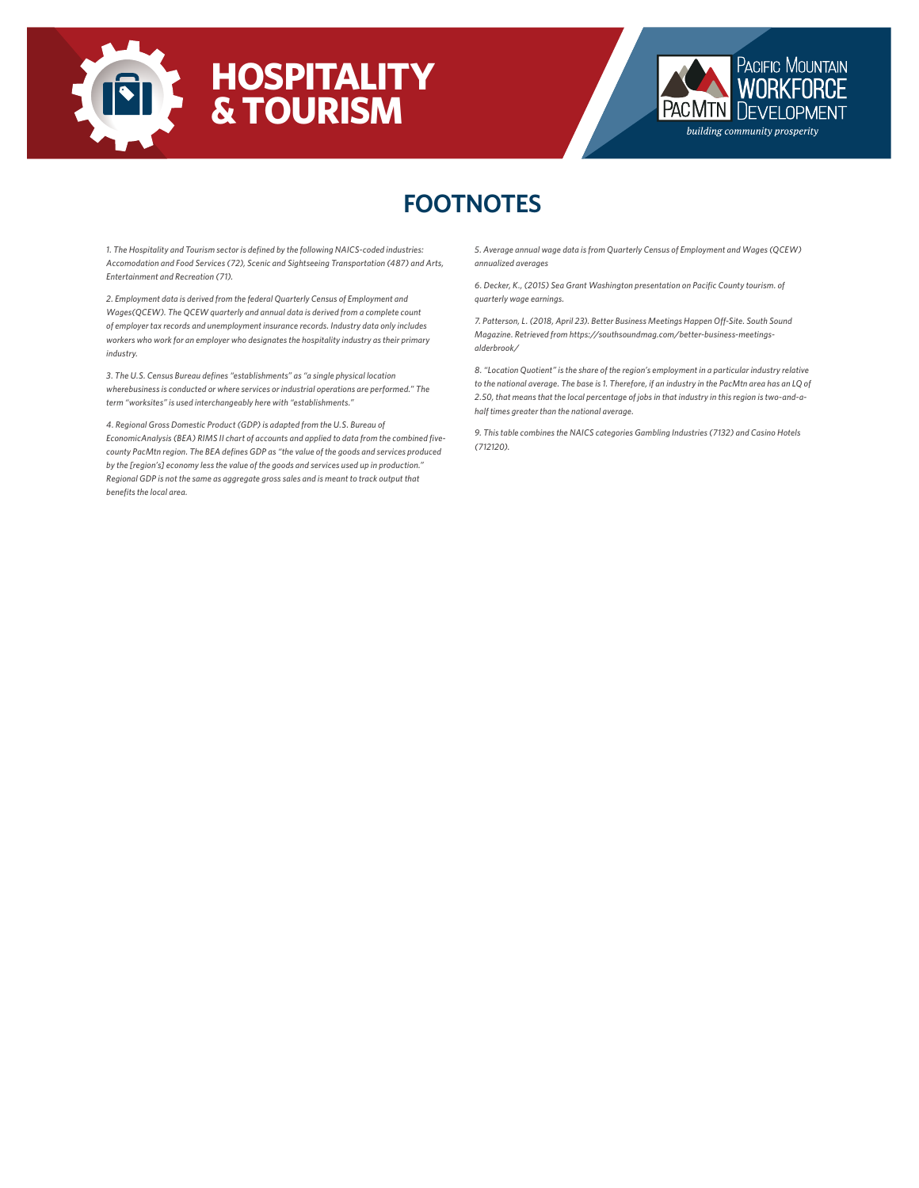# HOSPITALITY & TOURISM

Pacific Mountain Workforce Development

*building community prosperity*

## FOOTNOTES

*1. The Hospitality and Tourism sector is defined by the following NAICS-coded industries: Accomodation and Food Services (72), Scenic and Sightseeing Transportation (487) and Arts, Entertainment and Recreation (71).*

*2. Employment data is derived from the federal Quarterly Census of Employment and Wages(QCEW). The QCEW quarterly and annual data is derived from a complete count of employer tax records and unemployment insurance records. Industry data only includes workers who work for an employer who designates the hospitality industry as their primary industry.*

*3. The U.S. Census Bureau defines "establishments" as "a single physical location wherebusiness is conducted or where services or industrial operations are performed." The term "worksites" is used interchangeably here with "establishments."*

*4. Regional Gross Domestic Product (GDP) is adapted from the U.S. Bureau of EconomicAnalysis (BEA) RIMS II chart of accounts and applied to data from the combined five-county PacMtn region. The BEA defines GDP as "the value of the goods and services produced by the [region's] economy less the value of the goods and services used up in production." Regional GDP is not the same as aggregate gross sales and is meant to track output that benefits the local area.*

*5. Average annual wage data is from Quarterly Census of Employment and Wages (QCEW) annualized averages*

*6. Decker, K., (2015) Sea Grant Washington presentation on Pacific County tourism. of quarterly wage earnings.*

*7. Patterson, L. (2018, April 23). Better Business Meetings Happen Off-Site. South Sound Magazine. Retrieved from https://southsoundmag.com/better-business-meetings-alderbrook/*

*8. "Location Quotient" is the share of the region's employment in a particular industry relative to the national average. The base is 1. Therefore, if an industry in the PacMtn area has an LQ of 2.50, that means that the local percentage of jobs in that industry in this region is two-and-a-half times greater than the national average.*

*9. This table combines the NAICS categories Gambling Industries (7132) and Casino Hotels (712120).*